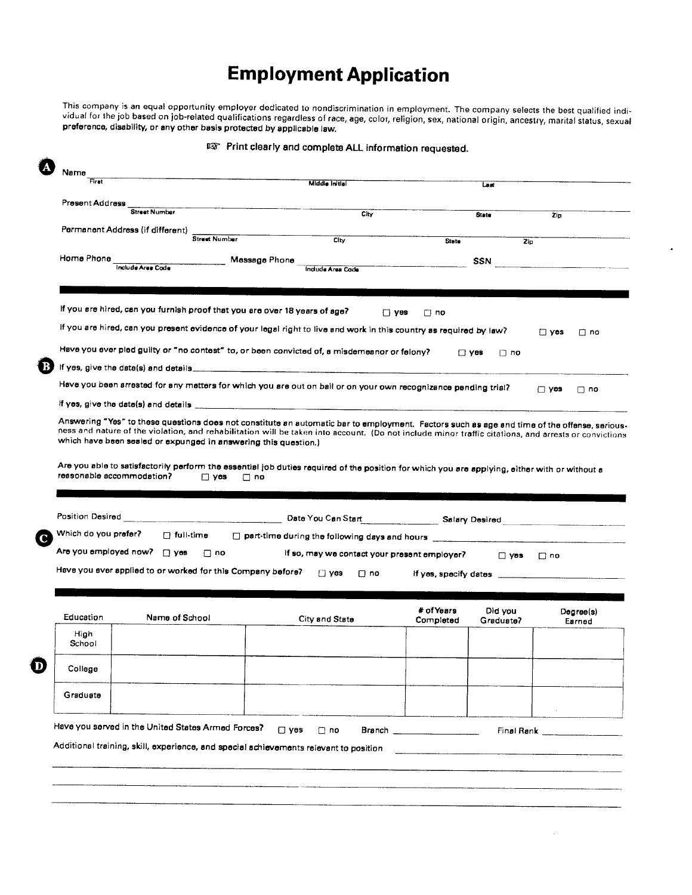# Employment Application

This company is an equal opportunity employer dedicated to nondiscrimination in employment. The company selects the best qualified individual for the job based on job-related qualifications regardless of race, age, color, religion, sex, national origin, ancestry, marital status, sexual preference, disability, or any other basis protected by applicable law.

☞ **Print clearly and complete ALL information requested.**

**A**

Name ______________________________ ______________________________ ______________________________
First Middle Initial Last

Present Address ______________________________ ______________________________ __________ __________
Street Number City State Zip

Permanent Address (if different) ______________________________ ______________________________ __________ __________
Street Number City State Zip

Home Phone ______________________ Message Phone ______________________ SSN ______________________
Include Area Code Include Area Code

---

**B**

If you are hired, can you furnish proof that you are over 18 years of age? ☐ yes ☐ no

If you are hired, can you present evidence of your legal right to live and work in this country as required by law? ☐ yes ☐ no

Have you ever pled guilty or "no contest" to, or been convicted of, a misdemeanor or felony? ☐ yes ☐ no

If yes, give the date(s) and details ______________________________________________________________

Have you been arrested for any matters for which you are out on bail or on your own recognizance pending trial? ☐ yes ☐ no

If yes, give the date(s) and details ______________________________________________________________

Answering "Yes" to these questions does not constitute an automatic bar to employment. Factors such as age and time of the offense, seriousness and nature of the violation, and rehabilitation will be taken into account. (Do not include minor traffic citations, and arrests or convictions which have been sealed or expunged in answering this question.)

Are you able to satisfactorily perform the essential job duties required of the position for which you are applying, either with or without a reasonable accommodation? ☐ yes ☐ no

---

**C**

Position Desired ______________________ Date You Can Start ______________ Salary Desired ______________

Which do you prefer? ☐ full-time ☐ part-time during the following days and hours ______________________

Are you employed now? ☐ yes ☐ no If so, may we contact your present employer? ☐ yes ☐ no

Have you ever applied to or worked for this Company before? ☐ yes ☐ no If yes, specify dates ______________

---

**D**

| Education | Name of School | City and State | # of Years Completed | Did you Graduate? | Degree(s) Earned |
|---|---|---|---|---|---|
| High School | | | | | |
| College | | | | | |
| Graduate | | | | | |

Have you served in the United States Armed Forces? ☐ yes ☐ no Branch ______________ Final Rank ______________

Additional training, skill, experience, and special achievements relevant to position ______________________________

______________________________________________________________________________________________

______________________________________________________________________________________________

______________________________________________________________________________________________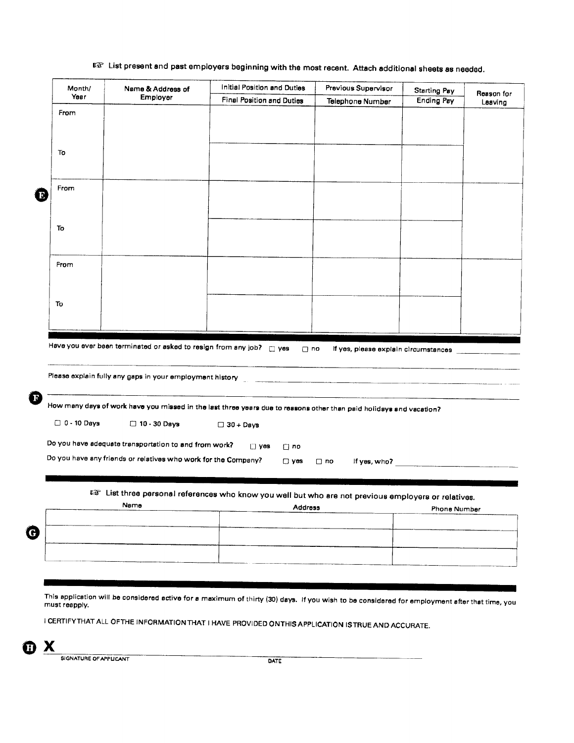☞ List present and past employers beginning with the most recent. Attach additional sheets as needed.

**E**

| Month/ Year | Name & Address of Employer | Initial Position and Duties / Final Position and Duties | Previous Supervisor / Telephone Number | Starting Pay / Ending Pay | Reason for Leaving |
|---|---|---|---|---|---|
| From | | | | | |
| To | | | | | |
| From | | | | | |
| To | | | | | |
| From | | | | | |
| To | | | | | |

**F**

Have you ever been terminated or asked to resign from any job? ☐ yes ☐ no If yes, please explain circumstances ____________

Please explain fully any gaps in your employment history ____________

How many days of work have you missed in the last three years due to reasons other than paid holidays and vacation?

☐ 0 - 10 Days ☐ 10 - 30 Days ☐ 30 + Days

Do you have adequate transportation to and from work? ☐ yes ☐ no

Do you have any friends or relatives who work for the Company? ☐ yes ☐ no If yes, who? ____________

**G**

☞ List three personal references who know you well but who are not previous employers or relatives.

| Name | Address | Phone Number |
|---|---|---|
| | | |
| | | |
| | | |

**H**

This application will be considered active for a maximum of thirty (30) days. If you wish to be considered for employment after that time, you must reapply.

I CERTIFY THAT ALL OF THE INFORMATION THAT I HAVE PROVIDED ON THIS APPLICATION IS TRUE AND ACCURATE.

X ____________________ ____________________

SIGNATURE OF APPLICANT DATE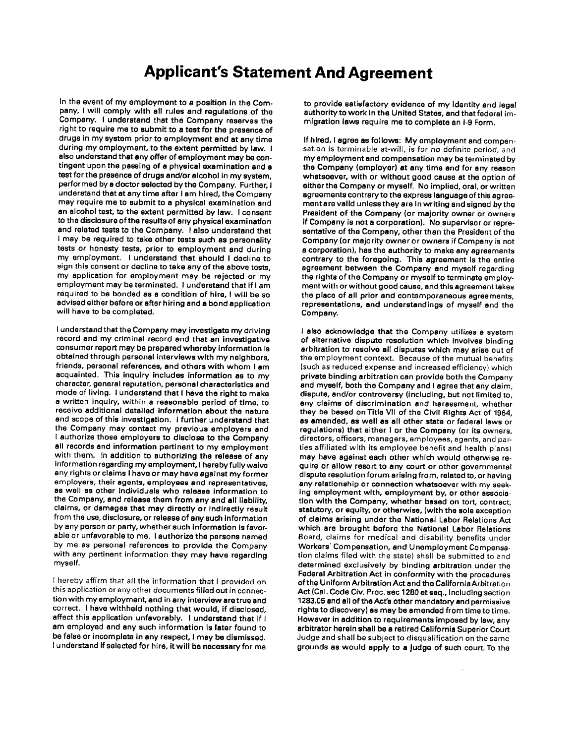# Applicant's Statement And Agreement

In the event of my employment to a position in the Company, I will comply with all rules and regulations of the Company. I understand that the Company reserves the right to require me to submit to a test for the presence of drugs in my system prior to employment and at any time during my employment, to the extent permitted by law. I also understand that any offer of employment may be contingent upon the passing of a physical examination and a test for the presence of drugs and/or alcohol in my system, performed by a doctor selected by the Company. Further, I understand that at any time after I am hired, the Company may require me to submit to a physical examination and an alcohol test, to the extent permitted by law. I consent to the disclosure of the results of any physical examination and related tests to the Company. I also understand that I may be required to take other tests such as personality tests or honesty tests, prior to employment and during my employment. I understand that should I decline to sign this consent or decline to take any of the above tests, my application for employment may be rejected or my employment may be terminated. I understand that if I am required to be bonded as a condition of hire, I will be so advised either before or after hiring and a bond application will have to be completed.

I understand that the Company may investigate my driving record and my criminal record and that an investigative consumer report may be prepared whereby information is obtained through personal interviews with my neighbors, friends, personal references, and others with whom I am acquainted. This inquiry includes information as to my character, general reputation, personal characteristics and mode of living. I understand that I have the right to make a written inquiry, within a reasonable period of time, to receive additional detailed information about the nature and scope of this investigation. I further understand that the Company may contact my previous employers and I authorize those employers to disclose to the Company all records and information pertinent to my employment with them. In addition to authorizing the release of any information regarding my employment, I hereby fully waive any rights or claims I have or may have against my former employers, their agents, employees and representatives, as well as other individuals who release information to the Company, and release them from any and all liability, claims, or damages that may directly or indirectly result from the use, disclosure, or release of any such information by any person or party, whether such information is favorable or unfavorable to me. I authorize the persons named by me as personal references to provide the Company with any pertinent information they may have regarding myself.

I hereby affirm that all the information that I provided on this application or any other documents filled out in connection with my employment, and in any interview are true and correct. I have withheld nothing that would, if disclosed, affect this application unfavorably. I understand that if I am employed and any such information is later found to be false or incomplete in any respect, I may be dismissed. I understand if selected for hire, it will be necessary for me to provide satisfactory evidence of my identity and legal authority to work in the United States, and that federal immigration laws require me to complete an I-9 Form.

If hired, I agree as follows: My employment and compensation is terminable at-will, is for no definite period, and my employment and compensation may be terminated by the Company (employer) at any time and for any reason whatsoever, with or without good cause at the option of either the Company or myself. No implied, oral, or written agreements contrary to the express language of this agreement are valid unless they are in writing and signed by the President of the Company (or majority owner or owners if Company is not a corporation). No supervisor or representative of the Company, other than the President of the Company (or majority owner or owners if Company is not a corporation), has the authority to make any agreements contrary to the foregoing. This agreement is the entire agreement between the Company and myself regarding the rights of the Company or myself to terminate employment with or without good cause, and this agreement takes the place of all prior and contemporaneous agreements, representations, and understandings of myself and the Company.

I also acknowledge that the Company utilizes a system of alternative dispute resolution which involves binding arbitration to resolve all disputes which may arise out of the employment context. Because of the mutual benefits (such as reduced expense and increased efficiency) which private binding arbitration can provide both the Company and myself, both the Company and I agree that any claim, dispute, and/or controversy (including, but not limited to, any claims of discrimination and harassment, whether they be based on Title VII of the Civil Rights Act of 1964, as amended, as well as all other state or federal laws or regulations) that either I or the Company (or its owners, directors, officers, managers, employees, agents, and parties affiliated with its employee benefit and health plans) may have against each other which would otherwise require or allow resort to any court or other governmental dispute resolution forum arising from, related to, or having any relationship or connection whatsoever with my seeking employment with, employment by, or other association with the Company, whether based on tort, contract, statutory, or equity, or otherwise, (with the sole exception of claims arising under the National Labor Relations Act which are brought before the National Labor Relations Board, claims for medical and disability benefits under Workers' Compensation, and Unemployment Compensation claims filed with the state) shall be submitted to and determined exclusively by binding arbitration under the Federal Arbitration Act in conformity with the procedures of the Uniform Arbitration Act and the California Arbitration Act (Cal. Code Civ. Proc. sec 1280 et seq., including section 1283.05 and all of the Act's other mandatory and permissive rights to discovery) as may be amended from time to time. However in addition to requirements imposed by law, any arbitrator herein shall be a retired California Superior Court Judge and shall be subject to disqualification on the same grounds as would apply to a judge of such court. To the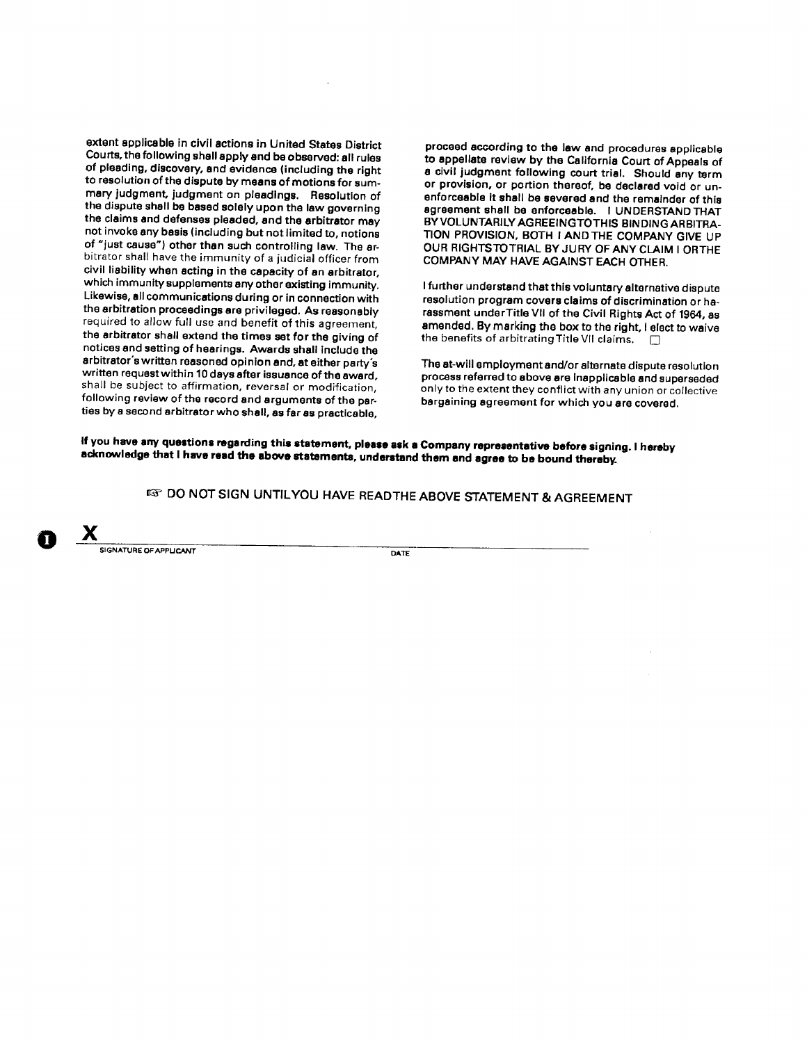extent applicable in civil actions in United States District Courts, the following shall apply and be observed: all rules of pleading, discovery, and evidence (including the right to resolution of the dispute by means of motions for summary judgment, judgment on pleadings. Resolution of the dispute shall be based solely upon the law governing the claims and defenses pleaded, and the arbitrator may not invoke any basis (including but not limited to, notions of "just cause") other than such controlling law. The arbitrator shall have the immunity of a judicial officer from civil liability when acting in the capacity of an arbitrator, which immunity supplements any other existing immunity. Likewise, all communications during or in connection with the arbitration proceedings are privileged. As reasonably required to allow full use and benefit of this agreement, the arbitrator shall extend the times set for the giving of notices and setting of hearings. Awards shall include the arbitrator's written reasoned opinion and, at either party's written request within 10 days after issuance of the award, shall be subject to affirmation, reversal or modification, following review of the record and arguments of the parties by a second arbitrator who shall, as far as practicable, proceed according to the law and procedures applicable to appellate review by the California Court of Appeals of a civil judgment following court trial. Should any term or provision, or portion thereof, be declared void or unenforceable it shall be severed and the remainder of this agreement shall be enforceable. I UNDERSTAND THAT BY VOLUNTARILY AGREEING TO THIS BINDING ARBITRATION PROVISION, BOTH I AND THE COMPANY GIVE UP OUR RIGHTS TO TRIAL BY JURY OF ANY CLAIM I OR THE COMPANY MAY HAVE AGAINST EACH OTHER.

I further understand that this voluntary alternative dispute resolution program covers claims of discrimination or harassment under Title VII of the Civil Rights Act of 1964, as amended. By marking the box to the right, I elect to waive the benefits of arbitrating Title VII claims. ☐

The at-will employment and/or alternate dispute resolution process referred to above are inapplicable and superseded only to the extent they conflict with any union or collective bargaining agreement for which you are covered.

**If you have any questions regarding this statement, please ask a Company representative before signing. I hereby acknowledge that I have read the above statements, understand them and agree to be bound thereby.**

☞ DO NOT SIGN UNTIL YOU HAVE READ THE ABOVE STATEMENT & AGREEMENT

**I** **X** ______________________________

SIGNATURE OF APPLICANT DATE